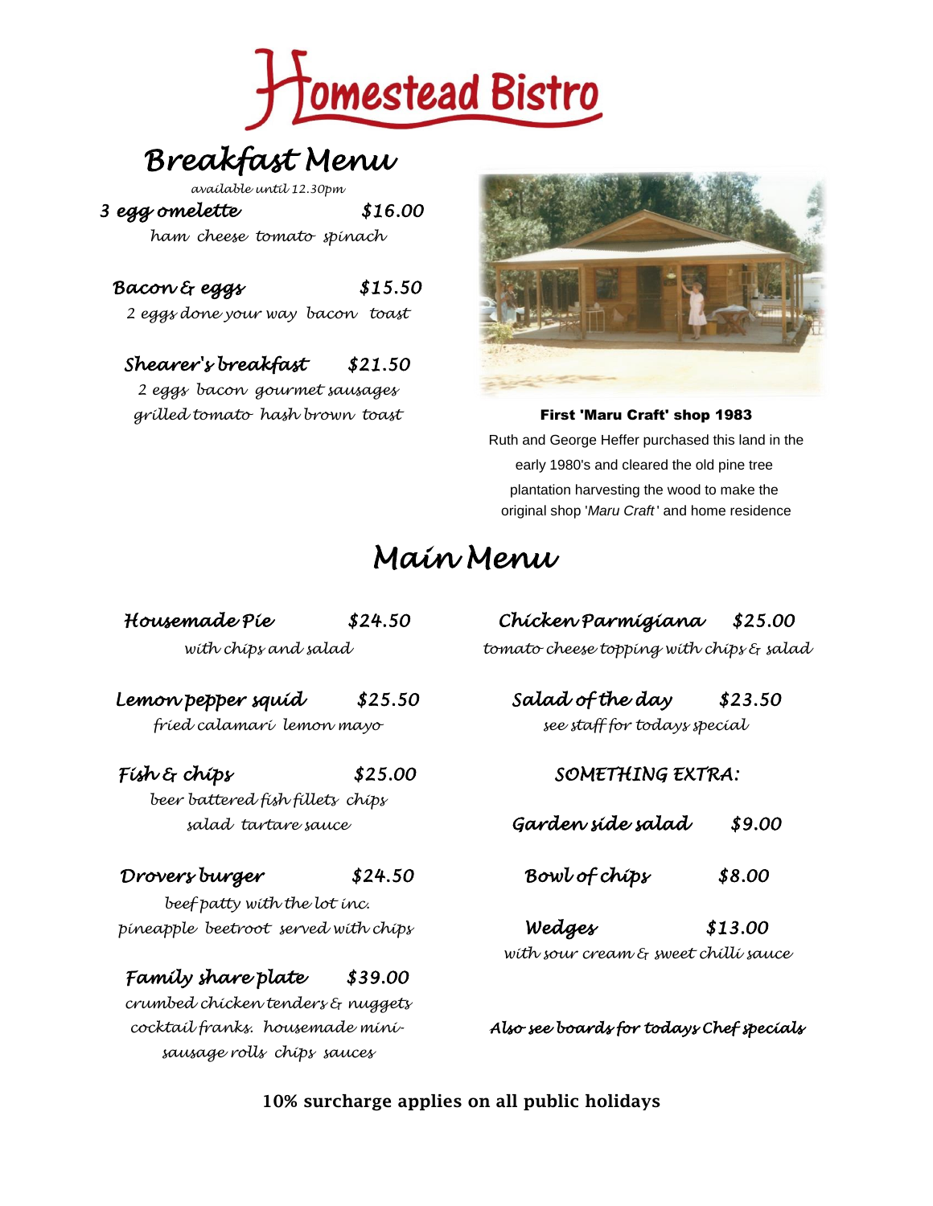# Homestead Bistro

## Breakfast Menu

*available until 12.30pm*

**3 egg omelette** — $16.00
ham cheese tomato spinach

**Bacon & eggs** — $15.50
2 eggs done your way bacon toast

**Shearer's breakfast** — $21.50
2 eggs bacon gourmet sausages grilled tomato hash brown toast

**First 'Maru Craft' shop 1983**

Ruth and George Heffer purchased this land in the early 1980's and cleared the old pine tree plantation harvesting the wood to make the original shop '*Maru Craft*' and home residence

## Main Menu

**Housemade Pie** — $24.50
with chips and salad

**Lemon pepper squid** — $25.50
fried calamari lemon mayo

**Fish & chips** — $25.00
beer battered fish fillets chips salad tartare sauce

**Drovers burger** — $24.50
beef patty with the lot inc. pineapple beetroot served with chips

**Family share plate** — $39.00
crumbed chicken tenders & nuggets cocktail franks. housemade mini-sausage rolls chips sauces

**Chicken Parmigiana** — $25.00
tomato cheese topping with chips & salad

**Salad of the day** — $23.50
see staff for todays special

### SOMETHING EXTRA:

**Garden side salad** — $9.00

**Bowl of chips** — $8.00

**Wedges** — $13.00
with sour cream & sweet chilli sauce

*Also see boards for todays Chef specials*

**10% surcharge applies on all public holidays**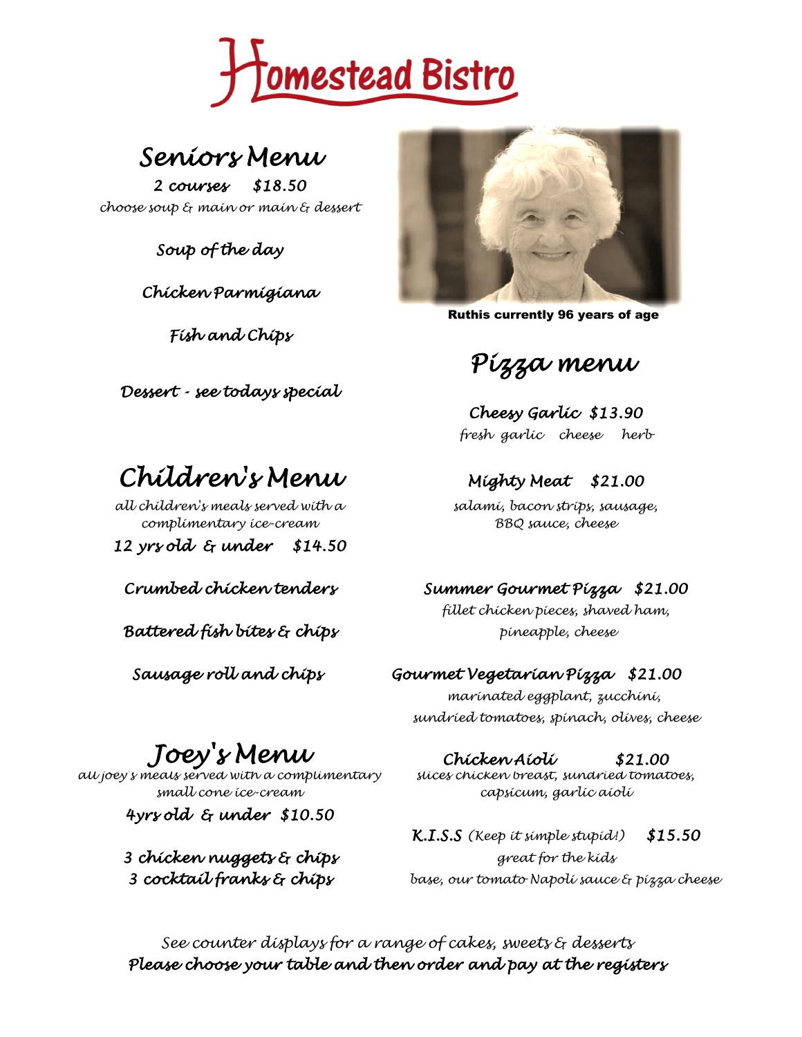# Homestead Bistro

## Seniors Menu

**2 courses $18.50**

*choose soup & main or main & dessert*

**Soup of the day**

**Chicken Parmigiana**

**Fish and Chips**

**Dessert - see todays special**

## Children's Menu

*all children's meals served with a complimentary ice-cream*

**12 yrs old & under $14.50**

**Crumbed chicken tenders**

**Battered fish bites & chips**

**Sausage roll and chips**

## Joey's Menu

*all joey's meals served with a complimentary small cone ice-cream*

**4yrs old & under $10.50**

**3 chicken nuggets & chips**
**3 cocktail franks & chips**

Ruthis currently 96 years of age

## Pizza menu

**Cheesy Garlic $13.90**
*fresh garlic cheese herb*

**Mighty Meat $21.00**
*salami, bacon strips, sausage, BBQ sauce, cheese*

**Summer Gourmet Pizza $21.00**
*fillet chicken pieces, shaved ham, pineapple, cheese*

**Gourmet Vegetarian Pizza $21.00**
*marinated eggplant, zucchini, sundried tomatoes, spinach, olives, cheese*

**Chicken Aioli $21.00**
*slices chicken breast, sundried tomatoes, capsicum, garlic aioli*

**K.I.S.S** *(Keep it simple stupid!)* **$15.50**
*great for the kids*
*base, our tomato Napoli sauce & pizza cheese*

*See counter displays for a range of cakes, sweets & desserts*

***Please choose your table and then order and pay at the registers***